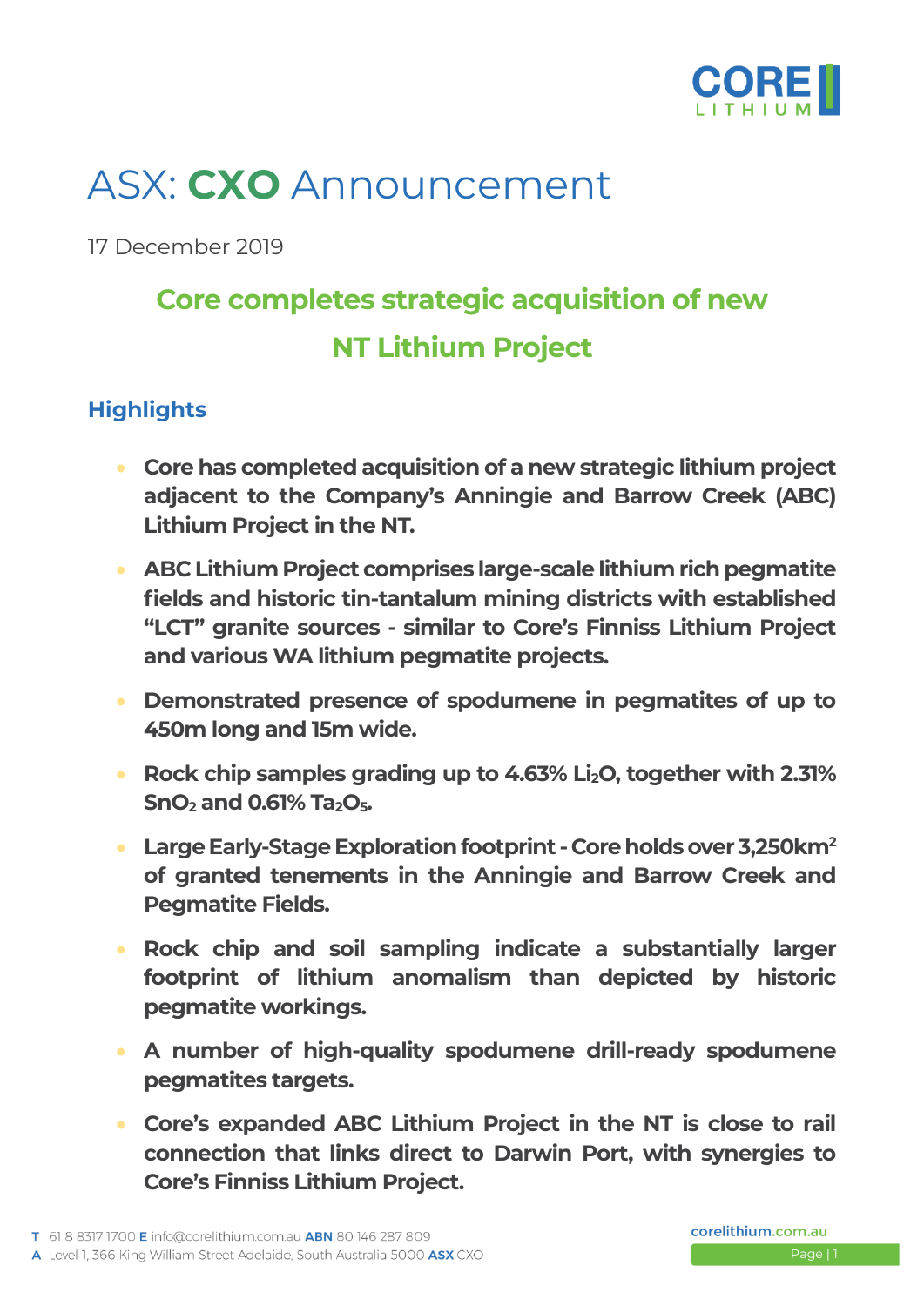# ASX: **CXO** Announcement

17 December 2019

## Core completes strategic acquisition of new NT Lithium Project

### Highlights

- **Core has completed acquisition of a new strategic lithium project adjacent to the Company's Anningie and Barrow Creek (ABC) Lithium Project in the NT.**
- **ABC Lithium Project comprises large-scale lithium rich pegmatite fields and historic tin-tantalum mining districts with established "LCT" granite sources - similar to Core's Finniss Lithium Project and various WA lithium pegmatite projects.**
- **Demonstrated presence of spodumene in pegmatites of up to 450m long and 15m wide.**
- **Rock chip samples grading up to 4.63% $Li_2O$, together with 2.31% $SnO_2$ and 0.61% $Ta_2O_5$.**
- **Large Early-Stage Exploration footprint - Core holds over 3,250km$^2$ of granted tenements in the Anningie and Barrow Creek and Pegmatite Fields.**
- **Rock chip and soil sampling indicate a substantially larger footprint of lithium anomalism than depicted by historic pegmatite workings.**
- **A number of high-quality spodumene drill-ready spodumene pegmatites targets.**
- **Core's expanded ABC Lithium Project in the NT is close to rail connection that links direct to Darwin Port, with synergies to Core's Finniss Lithium Project.**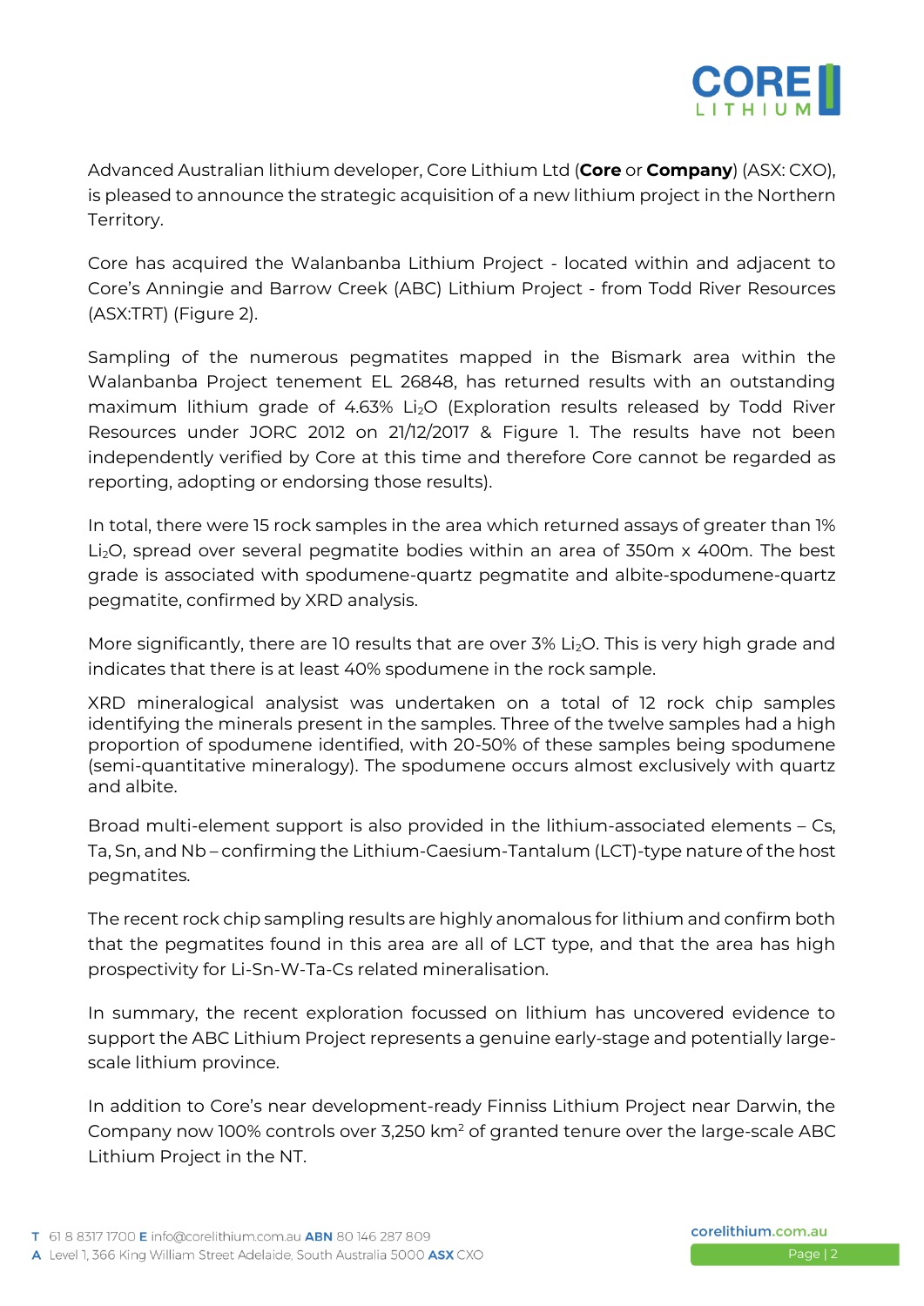Advanced Australian lithium developer, Core Lithium Ltd (**Core** or **Company**) (ASX: CXO), is pleased to announce the strategic acquisition of a new lithium project in the Northern Territory.

Core has acquired the Walanbanba Lithium Project - located within and adjacent to Core's Anningie and Barrow Creek (ABC) Lithium Project - from Todd River Resources (ASX:TRT) (Figure 2).

Sampling of the numerous pegmatites mapped in the Bismark area within the Walanbanba Project tenement EL 26848, has returned results with an outstanding maximum lithium grade of 4.63% $Li_2O$ (Exploration results released by Todd River Resources under JORC 2012 on 21/12/2017 & Figure 1. The results have not been independently verified by Core at this time and therefore Core cannot be regarded as reporting, adopting or endorsing those results).

In total, there were 15 rock samples in the area which returned assays of greater than 1% $Li_2O$, spread over several pegmatite bodies within an area of 350m x 400m. The best grade is associated with spodumene-quartz pegmatite and albite-spodumene-quartz pegmatite, confirmed by XRD analysis.

More significantly, there are 10 results that are over 3% $Li_2O$. This is very high grade and indicates that there is at least 40% spodumene in the rock sample.

XRD mineralogical analysist was undertaken on a total of 12 rock chip samples identifying the minerals present in the samples. Three of the twelve samples had a high proportion of spodumene identified, with 20-50% of these samples being spodumene (semi-quantitative mineralogy). The spodumene occurs almost exclusively with quartz and albite.

Broad multi-element support is also provided in the lithium-associated elements – Cs, Ta, Sn, and Nb – confirming the Lithium-Caesium-Tantalum (LCT)-type nature of the host pegmatites.

The recent rock chip sampling results are highly anomalous for lithium and confirm both that the pegmatites found in this area are all of LCT type, and that the area has high prospectivity for Li-Sn-W-Ta-Cs related mineralisation.

In summary, the recent exploration focussed on lithium has uncovered evidence to support the ABC Lithium Project represents a genuine early-stage and potentially large-scale lithium province.

In addition to Core's near development-ready Finniss Lithium Project near Darwin, the Company now 100% controls over 3,250 $km^2$ of granted tenure over the large-scale ABC Lithium Project in the NT.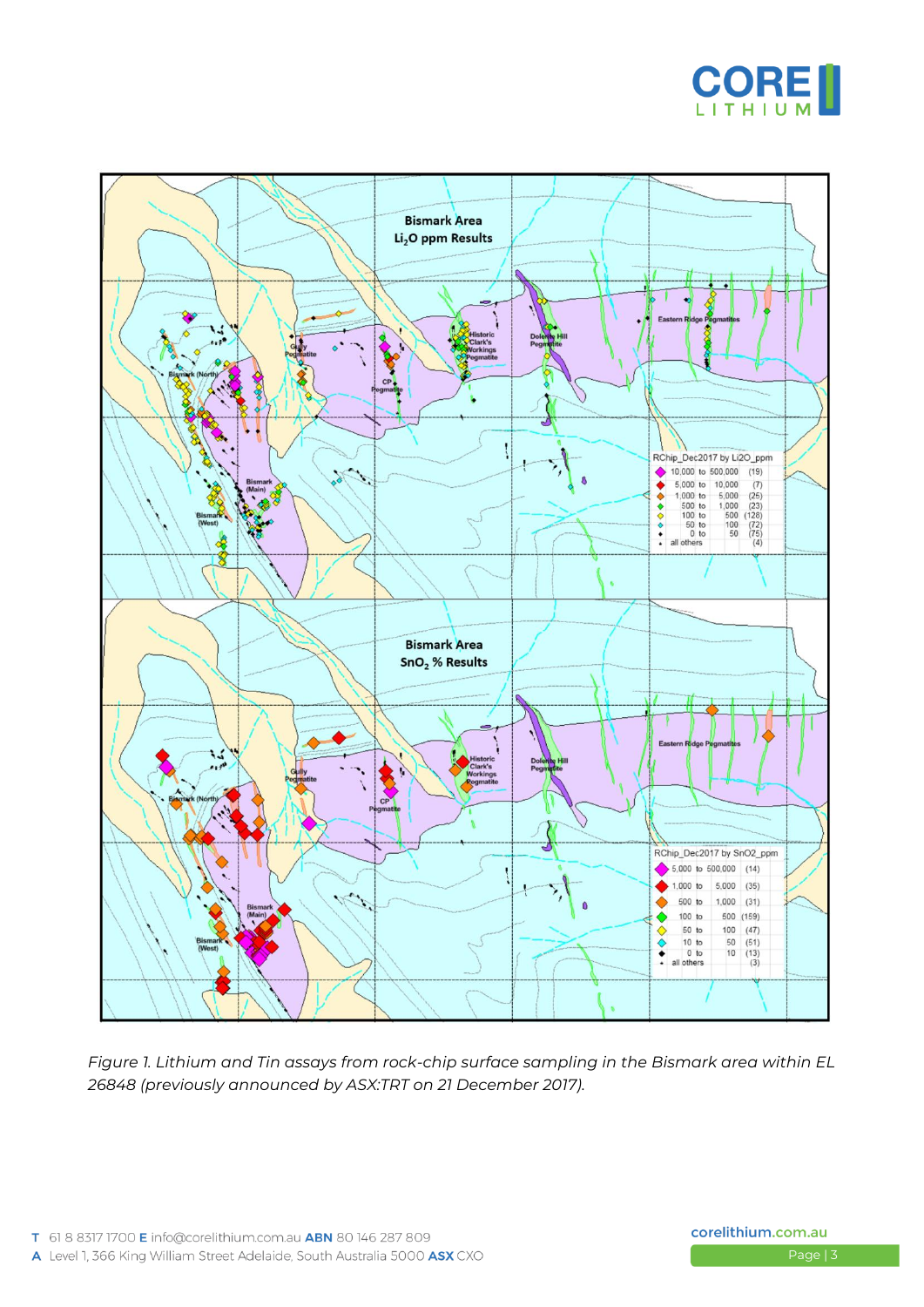*Figure 1. Lithium and Tin assays from rock-chip surface sampling in the Bismark area within EL 26848 (previously announced by ASX:TRT on 21 December 2017).*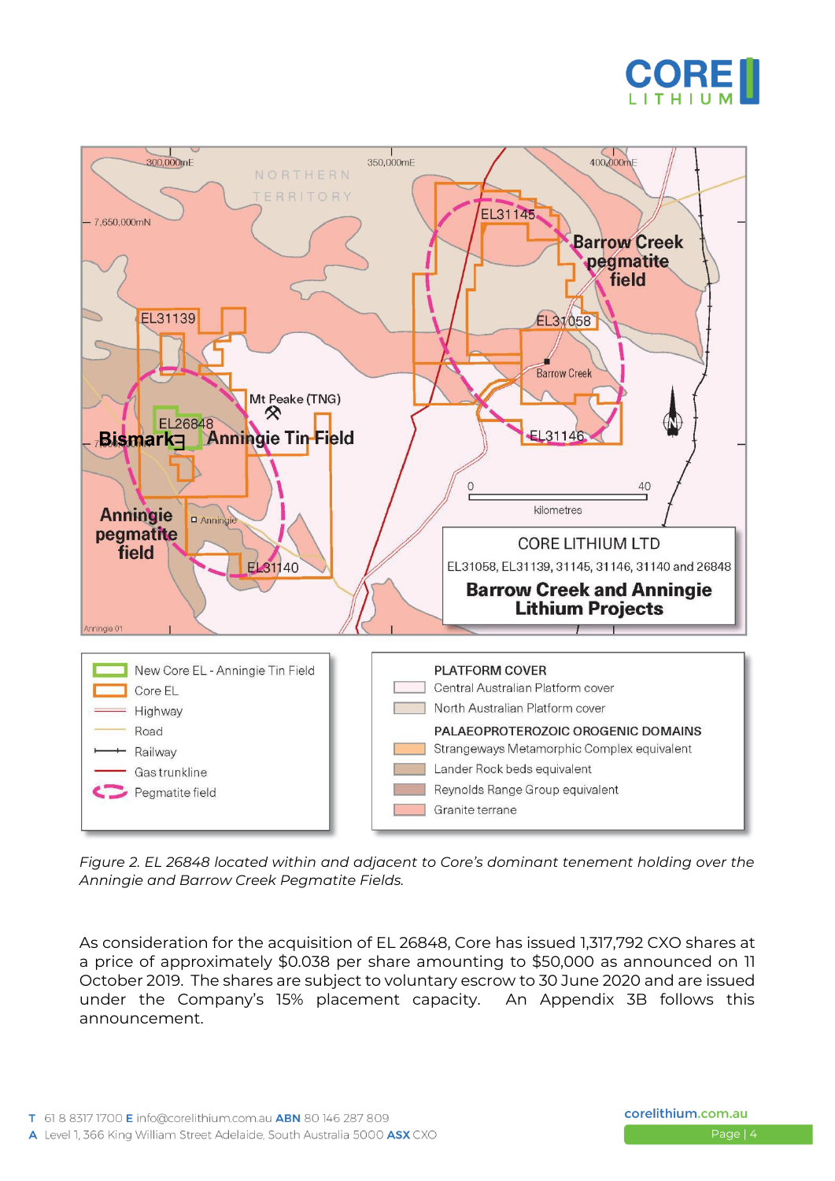*Figure 2. EL 26848 located within and adjacent to Core's dominant tenement holding over the Anningie and Barrow Creek Pegmatite Fields.*

As consideration for the acquisition of EL 26848, Core has issued 1,317,792 CXO shares at a price of approximately $0.038 per share amounting to $50,000 as announced on 11 October 2019. The shares are subject to voluntary escrow to 30 June 2020 and are issued under the Company's 15% placement capacity. An Appendix 3B follows this announcement.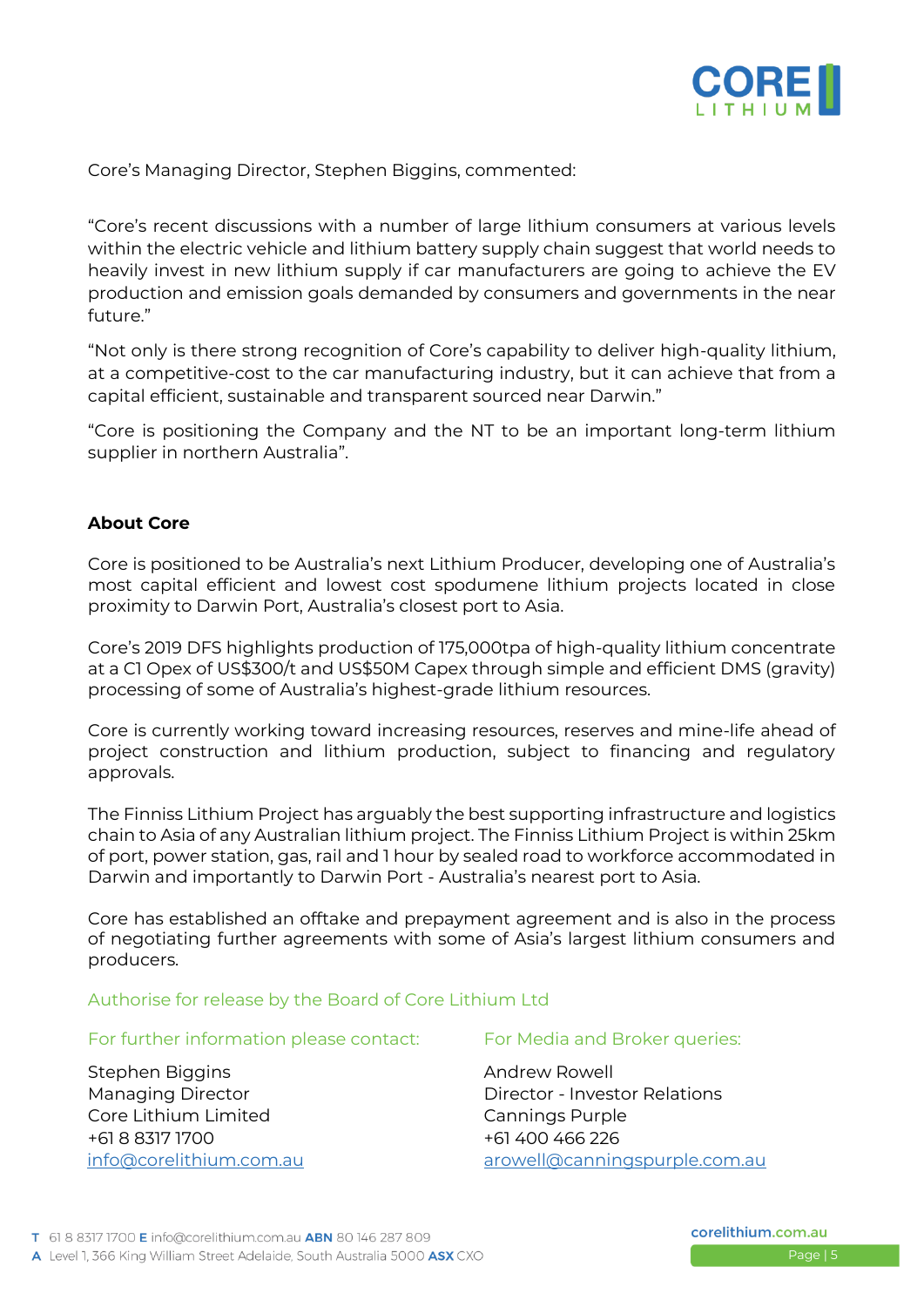Core's Managing Director, Stephen Biggins, commented:

"Core's recent discussions with a number of large lithium consumers at various levels within the electric vehicle and lithium battery supply chain suggest that world needs to heavily invest in new lithium supply if car manufacturers are going to achieve the EV production and emission goals demanded by consumers and governments in the near future."

"Not only is there strong recognition of Core's capability to deliver high-quality lithium, at a competitive-cost to the car manufacturing industry, but it can achieve that from a capital efficient, sustainable and transparent sourced near Darwin."

"Core is positioning the Company and the NT to be an important long-term lithium supplier in northern Australia".

**About Core**

Core is positioned to be Australia's next Lithium Producer, developing one of Australia's most capital efficient and lowest cost spodumene lithium projects located in close proximity to Darwin Port, Australia's closest port to Asia.

Core's 2019 DFS highlights production of 175,000tpa of high-quality lithium concentrate at a C1 Opex of US$300/t and US$50M Capex through simple and efficient DMS (gravity) processing of some of Australia's highest-grade lithium resources.

Core is currently working toward increasing resources, reserves and mine-life ahead of project construction and lithium production, subject to financing and regulatory approvals.

The Finniss Lithium Project has arguably the best supporting infrastructure and logistics chain to Asia of any Australian lithium project. The Finniss Lithium Project is within 25km of port, power station, gas, rail and 1 hour by sealed road to workforce accommodated in Darwin and importantly to Darwin Port - Australia's nearest port to Asia.

Core has established an offtake and prepayment agreement and is also in the process of negotiating further agreements with some of Asia's largest lithium consumers and producers.

Authorise for release by the Board of Core Lithium Ltd

For further information please contact:

Stephen Biggins
Managing Director
Core Lithium Limited
+61 8 8317 1700
info@corelithium.com.au

For Media and Broker queries:

Andrew Rowell
Director - Investor Relations
Cannings Purple
+61 400 466 226
arowell@canningspurple.com.au